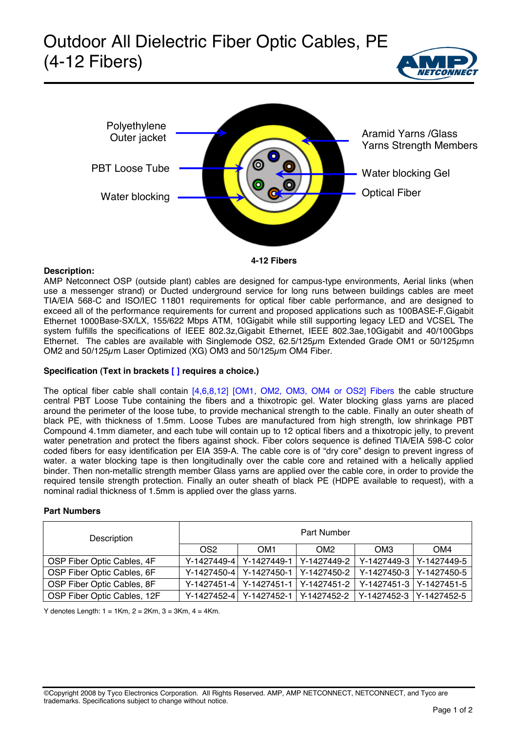# Outdoor All Dielectric Fiber Optic Cables, PE (4-12 Fibers)

Polyethylene Outer jacket

PBT Loose Tube

Water blocking

Aramid Yarns /Glass Yarns Strength Members

Water blocking Gel

Optical Fiber

**4-12 Fibers**

**Description:**

AMP Netconnect OSP (outside plant) cables are designed for campus-type environments, Aerial links (when use a messenger strand) or Ducted underground service for long runs between buildings cables are meet TIA/EIA 568-C and ISO/IEC 11801 requirements for optical fiber cable performance, and are designed to exceed all of the performance requirements for current and proposed applications such as 100BASE-F,Gigabit Ethernet 1000Base-SX/LX, 155/622 Mbps ATM, 10Gigabit while still supporting legacy LED and VCSEL The system fulfills the specifications of IEEE 802.3z,Gigabit Ethernet, IEEE 802.3ae,10Gigabit and 40/100Gbps Ethernet. The cables are available with Singlemode OS2, 62.5/125μm Extended Grade OM1 or 50/125μmn OM2 and 50/125μm Laser Optimized (XG) OM3 and 50/125μm OM4 Fiber.

**Specification (Text in brackets [ ] requires a choice.)**

The optical fiber cable shall contain [4,6,8,12] [OM1, OM2, OM3, OM4 or OS2] Fibers the cable structure central PBT Loose Tube containing the fibers and a thixotropic gel. Water blocking glass yarns are placed around the perimeter of the loose tube, to provide mechanical strength to the cable. Finally an outer sheath of black PE, with thickness of 1.5mm. Loose Tubes are manufactured from high strength, low shrinkage PBT Compound 4.1mm diameter, and each tube will contain up to 12 optical fibers and a thixotropic jelly, to prevent water penetration and protect the fibers against shock. Fiber colors sequence is defined TIA/EIA 598-C color coded fibers for easy identification per EIA 359-A. The cable core is of "dry core" design to prevent ingress of water. a water blocking tape is then longitudinally over the cable core and retained with a helically applied binder. Then non-metallic strength member Glass yarns are applied over the cable core, in order to provide the required tensile strength protection. Finally an outer sheath of black PE (HDPE available to request), with a nominal radial thickness of 1.5mm is applied over the glass yarns.

**Part Numbers**

| Description | Part Number | | | | |
|---|---|---|---|---|---|
| | OS2 | OM1 | OM2 | OM3 | OM4 |
| OSP Fiber Optic Cables, 4F | Y-1427449-4 | Y-1427449-1 | Y-1427449-2 | Y-1427449-3 | Y-1427449-5 |
| OSP Fiber Optic Cables, 6F | Y-1427450-4 | Y-1427450-1 | Y-1427450-2 | Y-1427450-3 | Y-1427450-5 |
| OSP Fiber Optic Cables, 8F | Y-1427451-4 | Y-1427451-1 | Y-1427451-2 | Y-1427451-3 | Y-1427451-5 |
| OSP Fiber Optic Cables, 12F | Y-1427452-4 | Y-1427452-1 | Y-1427452-2 | Y-1427452-3 | Y-1427452-5 |

Y denotes Length: 1 = 1Km, 2 = 2Km, 3 = 3Km, 4 = 4Km.

©Copyright 2008 by Tyco Electronics Corporation. All Rights Reserved. AMP, AMP NETCONNECT, NETCONNECT, and Tyco are trademarks. Specifications subject to change without notice.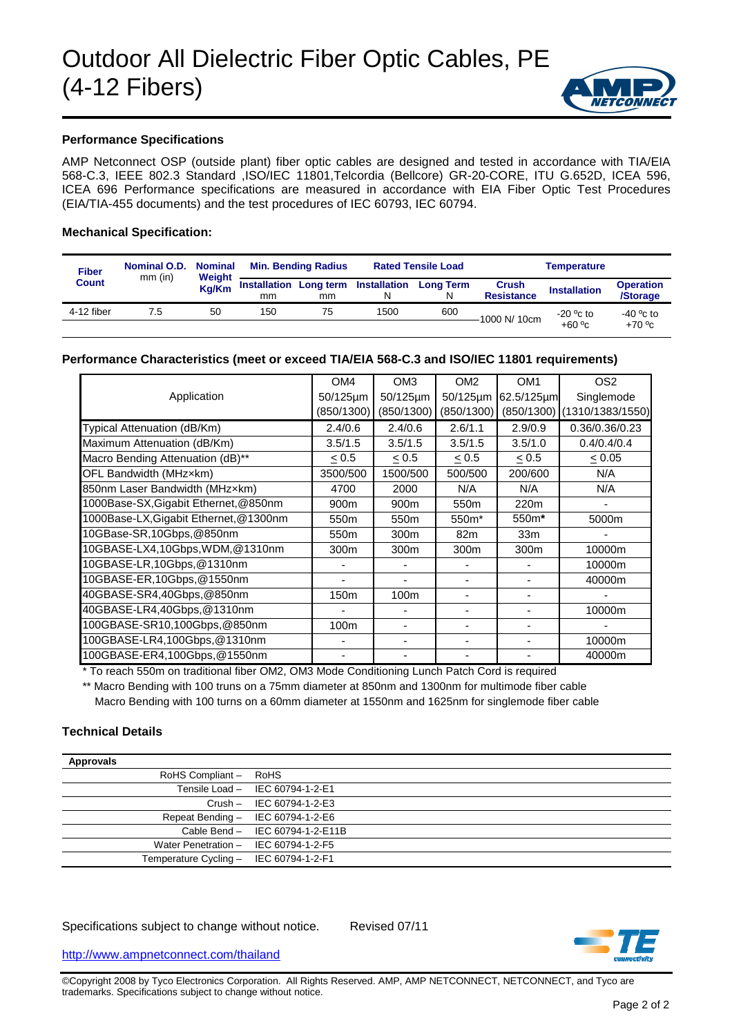# Outdoor All Dielectric Fiber Optic Cables, PE (4-12 Fibers)

### Performance Specifications

AMP Netconnect OSP (outside plant) fiber optic cables are designed and tested in accordance with TIA/EIA 568-C.3, IEEE 802.3 Standard ,ISO/IEC 11801,Telcordia (Bellcore) GR-20-CORE, ITU G.652D, ICEA 596, ICEA 696 Performance specifications are measured in accordance with EIA Fiber Optic Test Procedures (EIA/TIA-455 documents) and the test procedures of IEC 60793, IEC 60794.

### Mechanical Specification:

| Fiber Count | Nominal O.D. mm (in) | Nominal Weight Kg/Km | Min. Bending Radius | | Rated Tensile Load | | Temperature | | |
|---|---|---|---|---|---|---|---|---|---|
| | | | Installation mm | Long term mm | Installation N | Long Term N | Crush Resistance | Installation | Operation /Storage |
| 4-12 fiber | 7.5 | 50 | 150 | 75 | 1500 | 600 | 1000 N/ 10cm | -20 ºc to +60 ºc | -40 ºc to +70 ºc |

### Performance Characteristics (meet or exceed TIA/EIA 568-C.3 and ISO/IEC 11801 requirements)

| Application | OM4 50/125µm (850/1300) | OM3 50/125µm (850/1300) | OM2 50/125µm (850/1300) | OM1 62.5/125µm (850/1300) | OS2 Singlemode (1310/1383/1550) |
|---|---|---|---|---|---|
| Typical Attenuation (dB/Km) | 2.4/0.6 | 2.4/0.6 | 2.6/1.1 | 2.9/0.9 | 0.36/0.36/0.23 |
| Maximum Attenuation (dB/Km) | 3.5/1.5 | 3.5/1.5 | 3.5/1.5 | 3.5/1.0 | 0.4/0.4/0.4 |
| Macro Bending Attenuation (dB)** | ≤ 0.5 | ≤ 0.5 | ≤ 0.5 | ≤ 0.5 | ≤ 0.05 |
| OFL Bandwidth (MHz×km) | 3500/500 | 1500/500 | 500/500 | 200/600 | N/A |
| 850nm Laser Bandwidth (MHz×km) | 4700 | 2000 | N/A | N/A | N/A |
| 1000Base-SX,Gigabit Ethernet,@850nm | 900m | 900m | 550m | 220m | - |
| 1000Base-LX,Gigabit Ethernet,@1300nm | 550m | 550m | 550m* | 550m* | 5000m |
| 10GBase-SR,10Gbps,@850nm | 550m | 300m | 82m | 33m | - |
| 10GBASE-LX4,10Gbps,WDM,@1310nm | 300m | 300m | 300m | 300m | 10000m |
| 10GBASE-LR,10Gbps,@1310nm | - | - | - | - | 10000m |
| 10GBASE-ER,10Gbps,@1550nm | - | - | - | - | 40000m |
| 40GBASE-SR4,40Gbps,@850nm | 150m | 100m | - | - | - |
| 40GBASE-LR4,40Gbps,@1310nm | - | - | - | - | 10000m |
| 100GBASE-SR10,100Gbps,@850nm | 100m | - | - | - | - |
| 100GBASE-LR4,100Gbps,@1310nm | - | - | - | - | 10000m |
| 100GBASE-ER4,100Gbps,@1550nm | - | - | - | - | 40000m |

\* To reach 550m on traditional fiber OM2, OM3 Mode Conditioning Lunch Patch Cord is required

\** Macro Bending with 100 truns on a 75mm diameter at 850nm and 1300nm for multimode fiber cable
Macro Bending with 100 turns on a 60mm diameter at 1550nm and 1625nm for singlemode fiber cable

### Technical Details

| Approvals | |
|---|---|
| RoHS Compliant – | RoHS |
| Tensile Load – | IEC 60794-1-2-E1 |
| Crush – | IEC 60794-1-2-E3 |
| Repeat Bending – | IEC 60794-1-2-E6 |
| Cable Bend – | IEC 60794-1-2-E11B |
| Water Penetration – | IEC 60794-1-2-F5 |
| Temperature Cycling – | IEC 60794-1-2-F1 |

Specifications subject to change without notice. Revised 07/11

http://www.ampnetconnect.com/thailand

©Copyright 2008 by Tyco Electronics Corporation. All Rights Reserved. AMP, AMP NETCONNECT, NETCONNECT, and Tyco are trademarks. Specifications subject to change without notice.